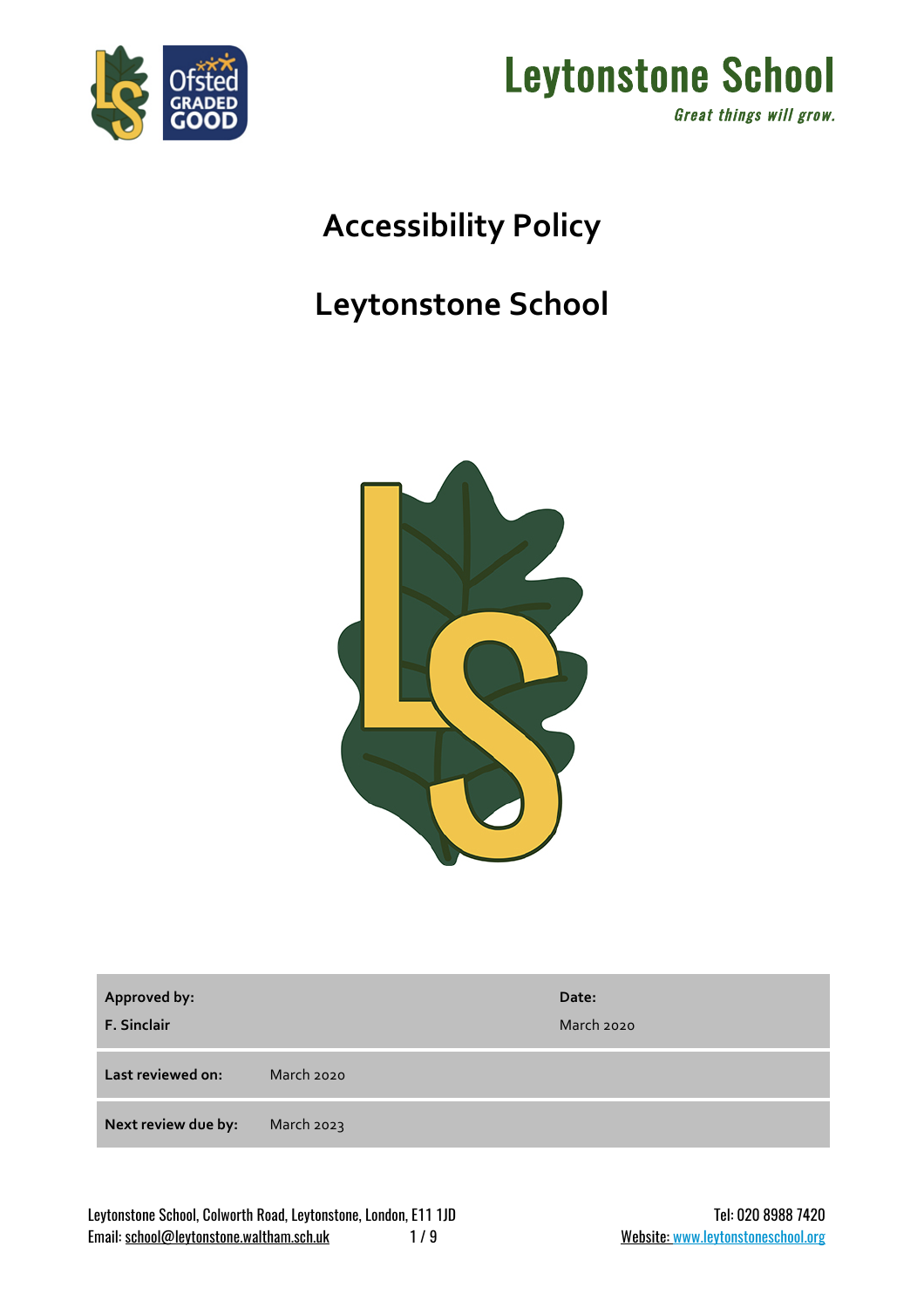Leytonstone School

*Great things will grow.*

# Accessibility Policy

# Leytonstone School

| **Approved by:** | | **Date:** |
|---|---|---|
| **F. Sinclair** | | March 2020 |
| **Last reviewed on:** | March 2020 | |
| **Next review due by:** | March 2023 | |

Leytonstone School, Colworth Road, Leytonstone, London, E11 1JD

Tel: 020 8988 7420

Email: school@leytonstone.waltham.sch.uk

Website: www.leytonstoneschool.org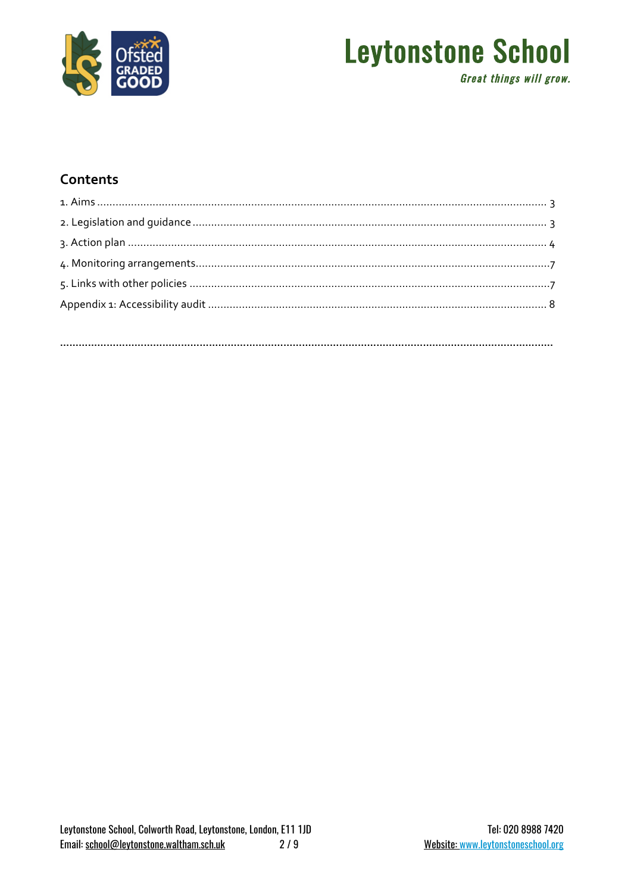## Contents

1. Aims ........................................................................................................................................ 3
2. Legislation and guidance ........................................................................................................ 3
3. Action plan ............................................................................................................................ 4
4. Monitoring arrangements........................................................................................................7
5. Links with other policies .........................................................................................................7

Appendix 1: Accessibility audit .................................................................................................. 8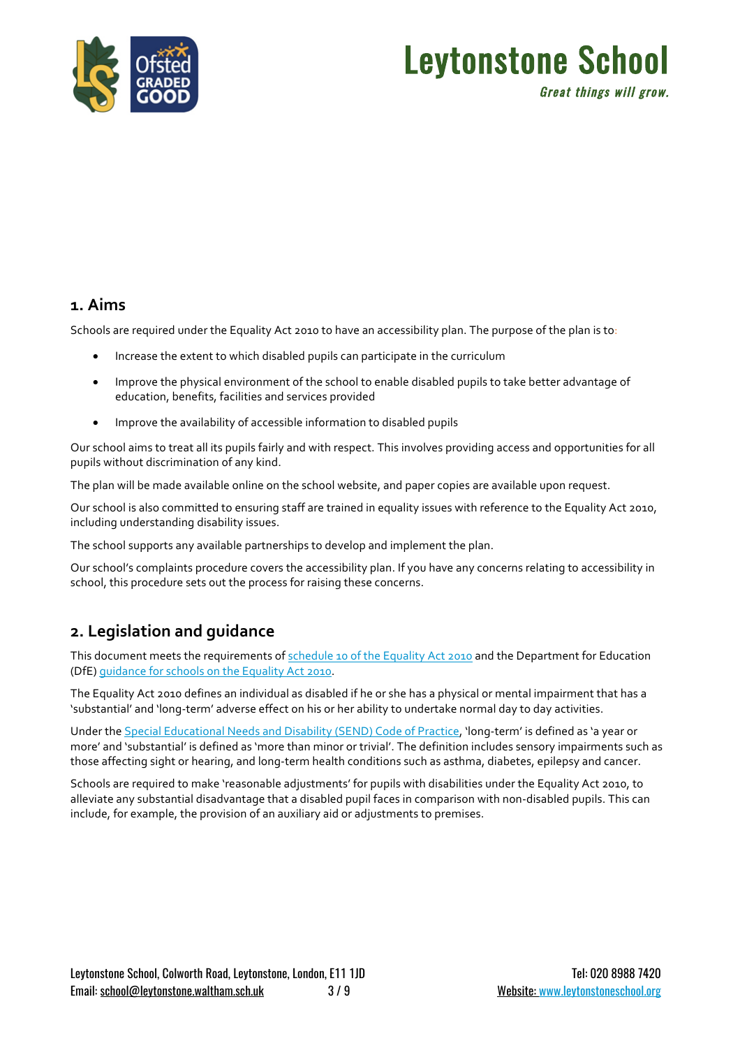## 1. Aims

Schools are required under the Equality Act 2010 to have an accessibility plan. The purpose of the plan is to:

- Increase the extent to which disabled pupils can participate in the curriculum
- Improve the physical environment of the school to enable disabled pupils to take better advantage of education, benefits, facilities and services provided
- Improve the availability of accessible information to disabled pupils

Our school aims to treat all its pupils fairly and with respect. This involves providing access and opportunities for all pupils without discrimination of any kind.

The plan will be made available online on the school website, and paper copies are available upon request.

Our school is also committed to ensuring staff are trained in equality issues with reference to the Equality Act 2010, including understanding disability issues.

The school supports any available partnerships to develop and implement the plan.

Our school's complaints procedure covers the accessibility plan. If you have any concerns relating to accessibility in school, this procedure sets out the process for raising these concerns.

## 2. Legislation and guidance

This document meets the requirements of schedule 10 of the Equality Act 2010 and the Department for Education (DfE) guidance for schools on the Equality Act 2010.

The Equality Act 2010 defines an individual as disabled if he or she has a physical or mental impairment that has a 'substantial' and 'long-term' adverse effect on his or her ability to undertake normal day to day activities.

Under the Special Educational Needs and Disability (SEND) Code of Practice, 'long-term' is defined as 'a year or more' and 'substantial' is defined as 'more than minor or trivial'. The definition includes sensory impairments such as those affecting sight or hearing, and long-term health conditions such as asthma, diabetes, epilepsy and cancer.

Schools are required to make 'reasonable adjustments' for pupils with disabilities under the Equality Act 2010, to alleviate any substantial disadvantage that a disabled pupil faces in comparison with non-disabled pupils. This can include, for example, the provision of an auxiliary aid or adjustments to premises.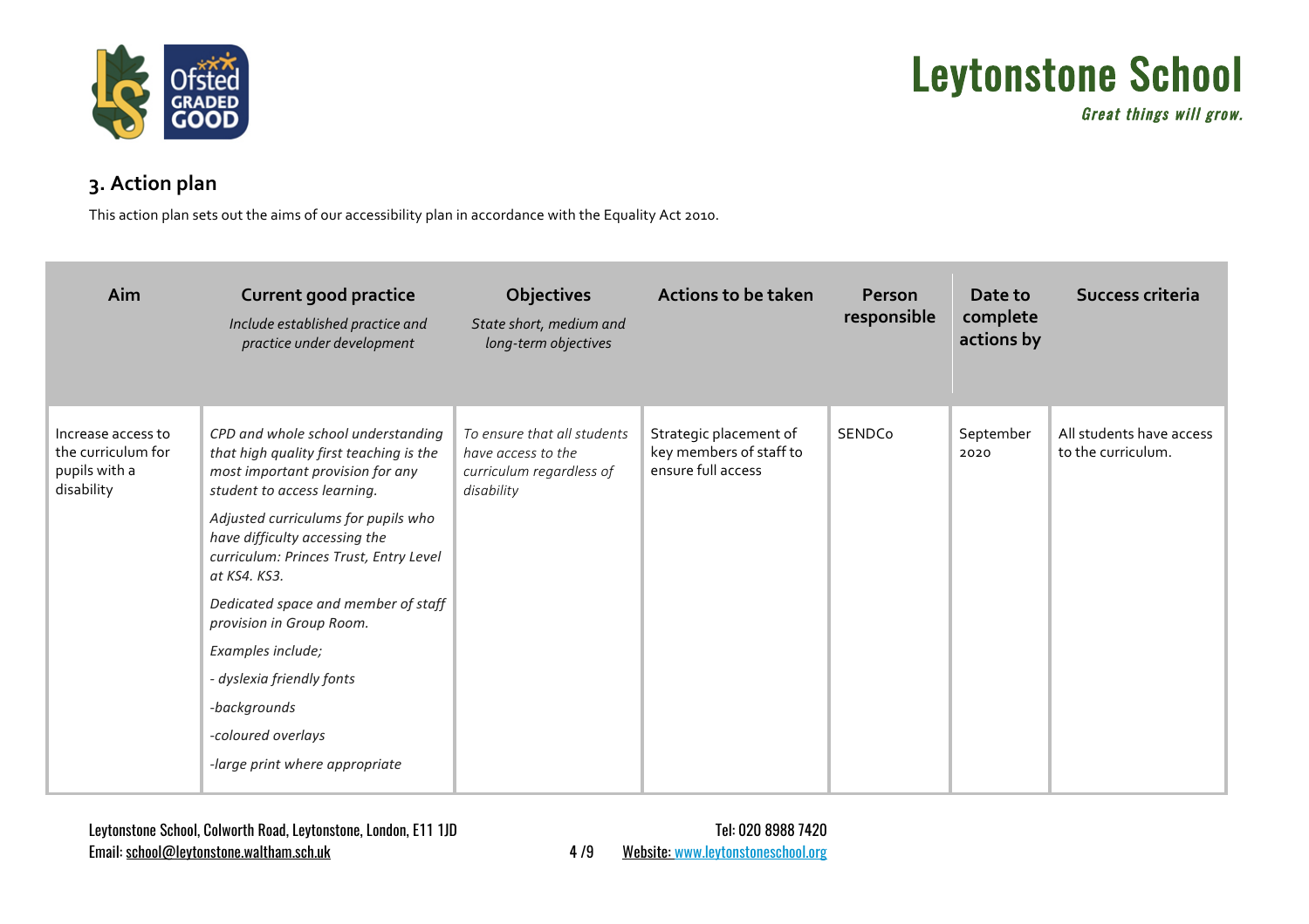## 3. Action plan

This action plan sets out the aims of our accessibility plan in accordance with the Equality Act 2010.

| Aim | Current good practice<br>*Include established practice and practice under development* | Objectives<br>*State short, medium and long-term objectives* | Actions to be taken | Person responsible | Date to complete actions by | Success criteria |
|---|---|---|---|---|---|---|
| Increase access to the curriculum for pupils with a disability | *CPD and whole school understanding that high quality first teaching is the most important provision for any student to access learning.*<br>*Adjusted curriculums for pupils who have difficulty accessing the curriculum: Princes Trust, Entry Level at KS4. KS3.*<br>*Dedicated space and member of staff provision in Group Room.*<br>*Examples include;*<br>*- dyslexia friendly fonts*<br>*-backgrounds*<br>*-coloured overlays*<br>*-large print where appropriate* | *To ensure that all students have access to the curriculum regardless of disability* | Strategic placement of key members of staff to ensure full access | SENDCo | September 2020 | All students have access to the curriculum. |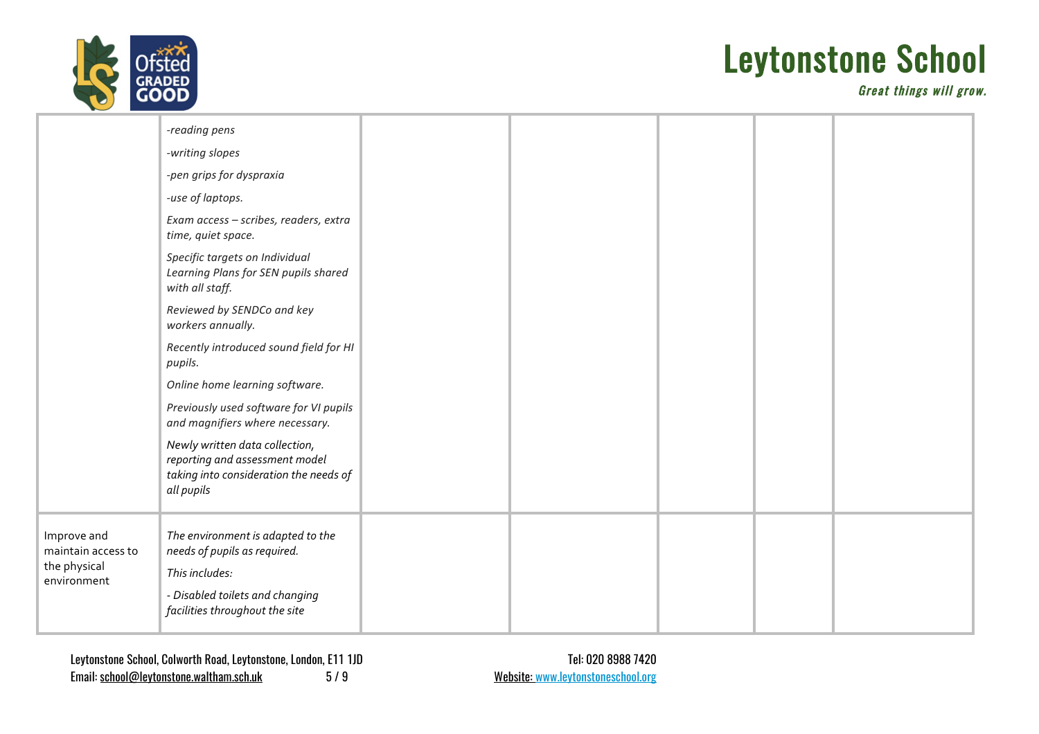| | | | | | | |
|---|---|---|---|---|---|---|
| | *-reading pens*<br>*-writing slopes*<br>*-pen grips for dyspraxia*<br>*-use of laptops.*<br>*Exam access – scribes, readers, extra time, quiet space.*<br>*Specific targets on Individual Learning Plans for SEN pupils shared with all staff.*<br>*Reviewed by SENDCo and key workers annually.*<br>*Recently introduced sound field for HI pupils.*<br>*Online home learning software.*<br>*Previously used software for VI pupils and magnifiers where necessary.*<br>*Newly written data collection, reporting and assessment model taking into consideration the needs of all pupils* | | | | | |
| Improve and maintain access to the physical environment | *The environment is adapted to the needs of pupils as required.*<br>*This includes:*<br>*- Disabled toilets and changing facilities throughout the site* | | | | | |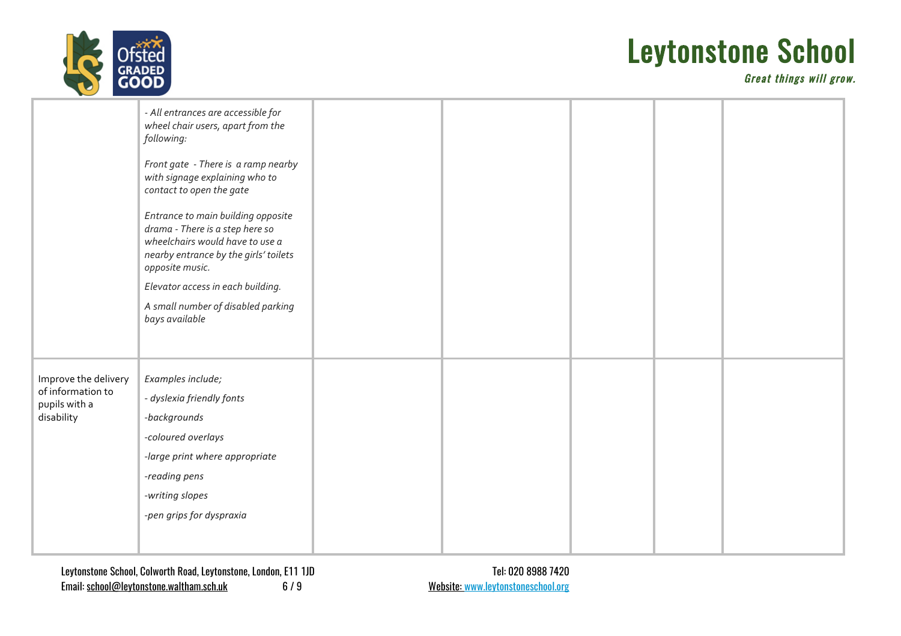| | | | | | | |
|---|---|---|---|---|---|---|
| | *- All entrances are accessible for wheel chair users, apart from the following:*<br><br>*Front gate - There is a ramp nearby with signage explaining who to contact to open the gate*<br><br>*Entrance to main building opposite drama - There is a step here so wheelchairs would have to use a nearby entrance by the girls' toilets opposite music.*<br><br>*Elevator access in each building.*<br><br>*A small number of disabled parking bays available* | | | | | |
| Improve the delivery of information to pupils with a disability | *Examples include;*<br><br>*- dyslexia friendly fonts*<br><br>*-backgrounds*<br><br>*-coloured overlays*<br><br>*-large print where appropriate*<br><br>*-reading pens*<br><br>*-writing slopes*<br><br>*-pen grips for dyspraxia* | | | | | |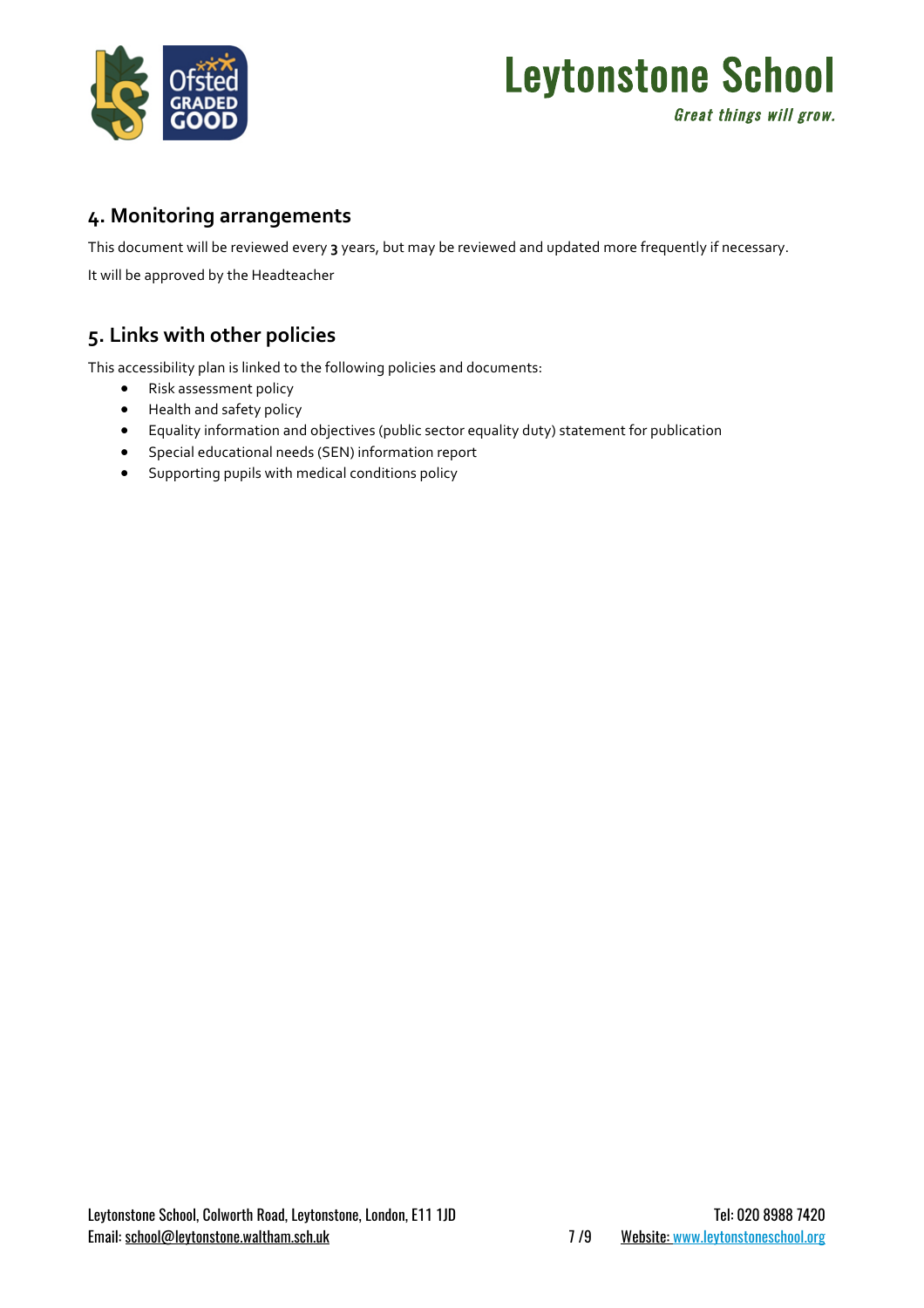## 4. Monitoring arrangements

This document will be reviewed every **3** years, but may be reviewed and updated more frequently if necessary.

It will be approved by the Headteacher

## 5. Links with other policies

This accessibility plan is linked to the following policies and documents:

- Risk assessment policy
- Health and safety policy
- Equality information and objectives (public sector equality duty) statement for publication
- Special educational needs (SEN) information report
- Supporting pupils with medical conditions policy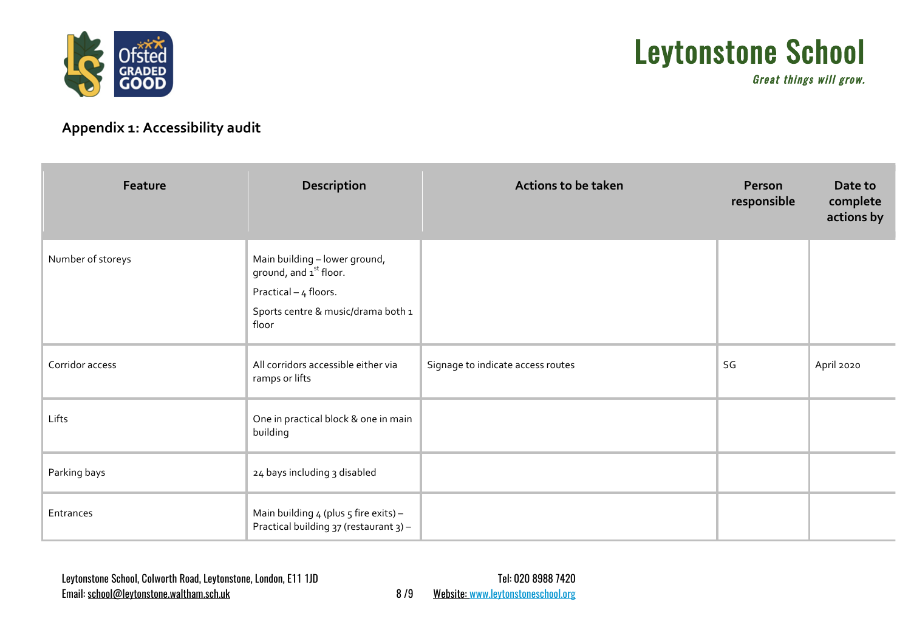## Appendix 1: Accessibility audit

| Feature | Description | Actions to be taken | Person responsible | Date to complete actions by |
|---|---|---|---|---|
| Number of storeys | Main building – lower ground, ground, and 1st floor.<br><br>Practical – 4 floors.<br><br>Sports centre & music/drama both 1 floor | | | |
| Corridor access | All corridors accessible either via ramps or lifts | Signage to indicate access routes | SG | April 2020 |
| Lifts | One in practical block & one in main building | | | |
| Parking bays | 24 bays including 3 disabled | | | |
| Entrances | Main building 4 (plus 5 fire exits) – Practical building 37 (restaurant 3) – | | | |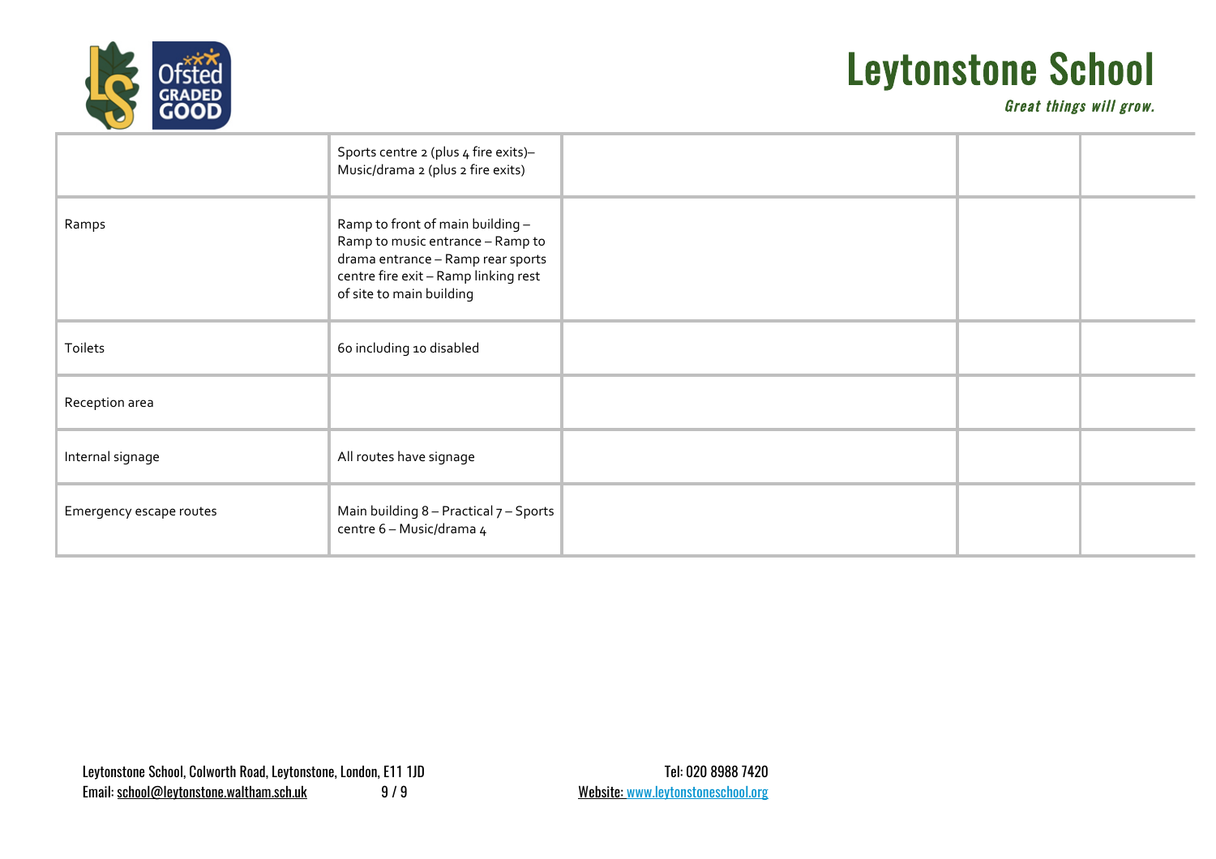| | | | | |
|---|---|---|---|---|
| | Sports centre 2 (plus 4 fire exits)– Music/drama 2 (plus 2 fire exits) | | | |
| Ramps | Ramp to front of main building – Ramp to music entrance – Ramp to drama entrance – Ramp rear sports centre fire exit – Ramp linking rest of site to main building | | | |
| Toilets | 60 including 10 disabled | | | |
| Reception area | | | | |
| Internal signage | All routes have signage | | | |
| Emergency escape routes | Main building 8 – Practical 7 – Sports centre 6 – Music/drama 4 | | | |